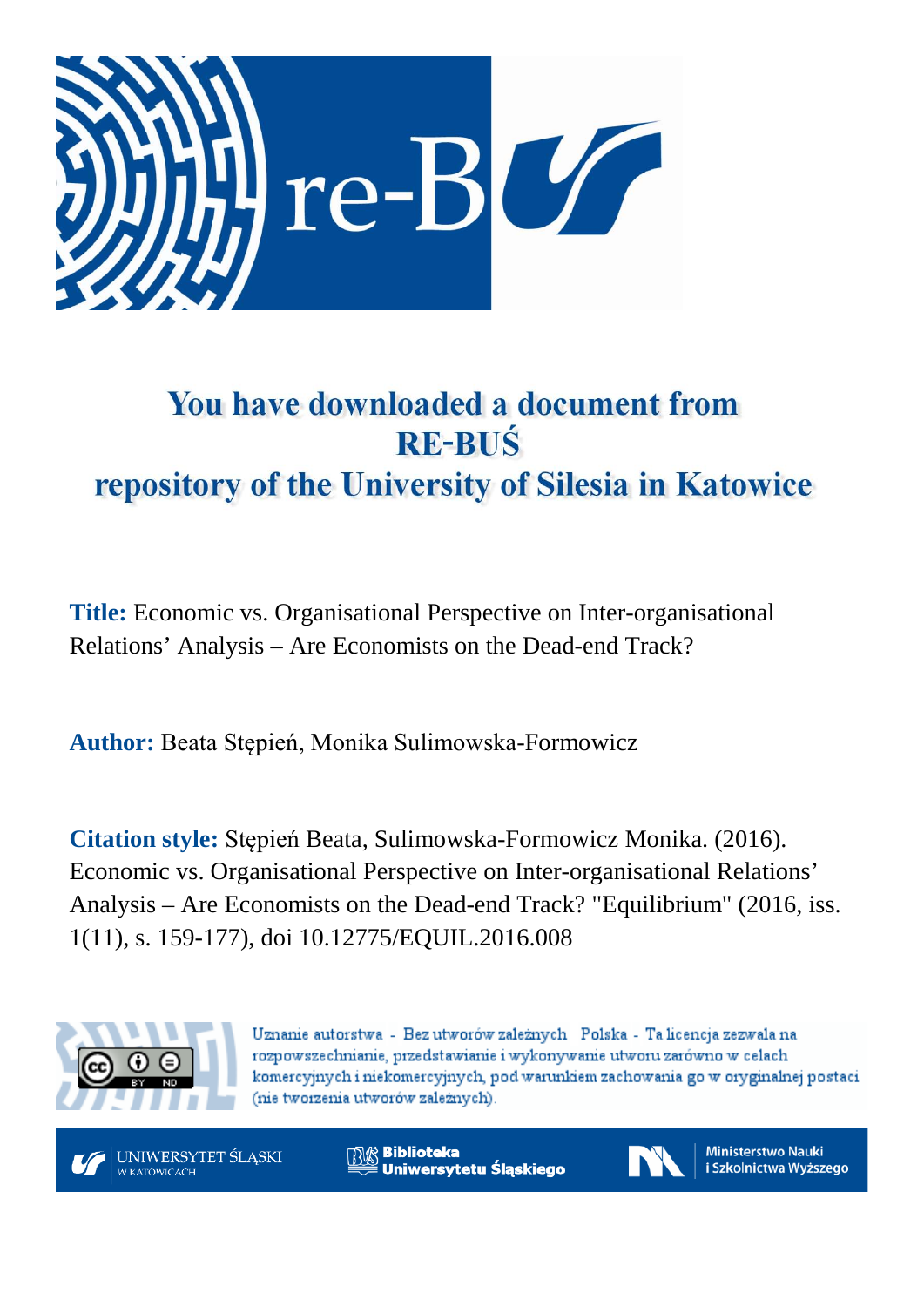# You have downloaded a document from RE-BUŚ repository of the University of Silesia in Katowice

**Title:** Economic vs. Organisational Perspective on Inter-organisational Relations' Analysis – Are Economists on the Dead-end Track?

**Author:** Beata Stępień, Monika Sulimowska-Formowicz

**Citation style:** Stępień Beata, Sulimowska-Formowicz Monika. (2016). Economic vs. Organisational Perspective on Inter-organisational Relations' Analysis – Are Economists on the Dead-end Track? "Equilibrium" (2016, iss. 1(11), s. 159-177), doi 10.12775/EQUIL.2016.008

Uznanie autorstwa - Bez utworów zależnych Polska - Ta licencja zezwala na rozpowszechnianie, przedstawianie i wykonywanie utworu zarówno w celach komercyjnych i niekomercyjnych, pod warunkiem zachowania go w oryginalnej postaci (nie tworzenia utworów zależnych).

UNIWERSYTET ŚLĄSKI W KATOWICACH

Biblioteka Uniwersytetu Śląskiego

Ministerstwo Nauki i Szkolnictwa Wyższego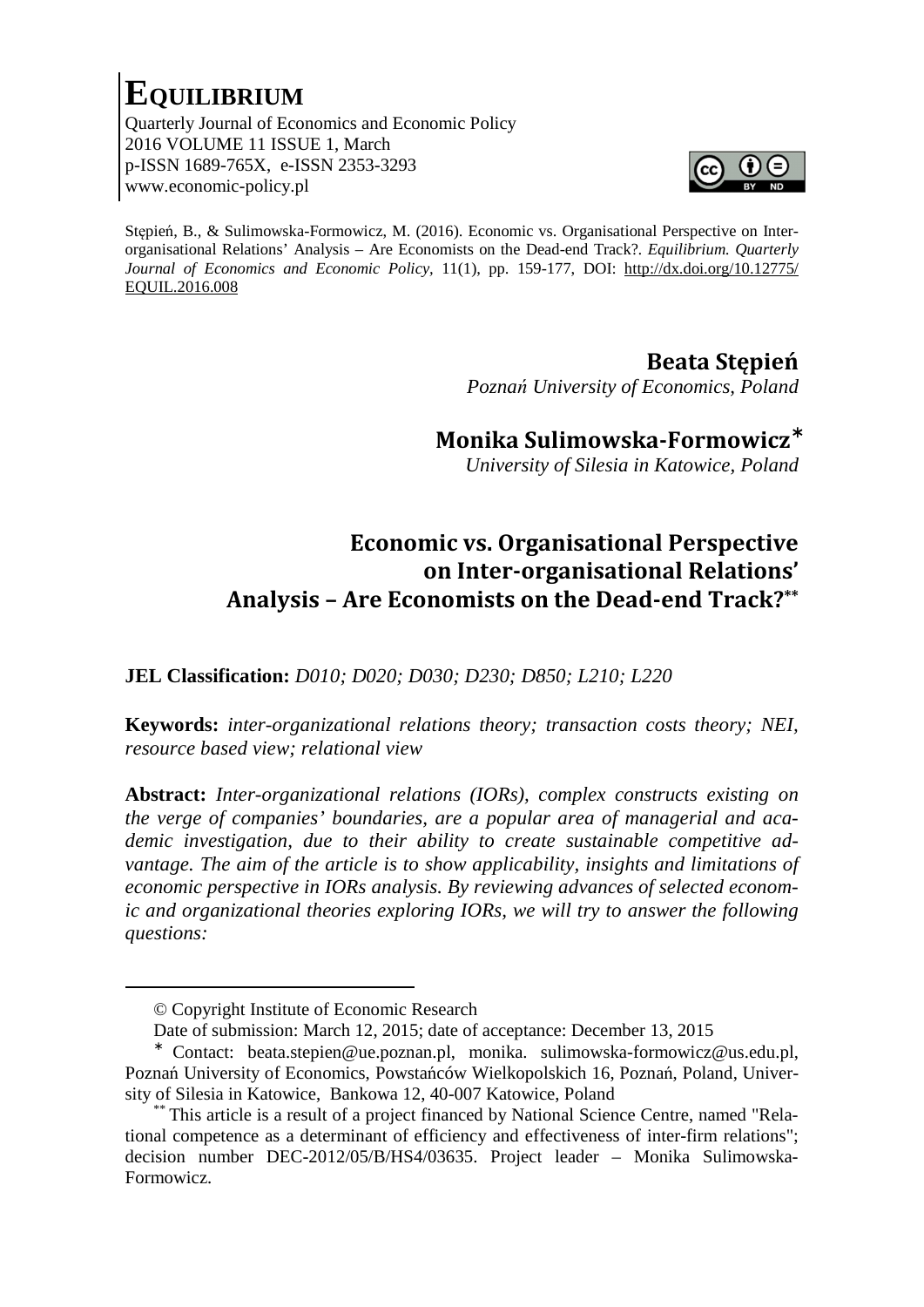# EQUILIBRIUM

Quarterly Journal of Economics and Economic Policy
2016 VOLUME 11 ISSUE 1, March
p-ISSN 1689-765X, e-ISSN 2353-3293
www.economic-policy.pl

Stępień, B., & Sulimowska-Formowicz, M. (2016). Economic vs. Organisational Perspective on Inter-organisational Relations' Analysis – Are Economists on the Dead-end Track?. *Equilibrium. Quarterly Journal of Economics and Economic Policy*, 11(1), pp. 159-177, DOI: http://dx.doi.org/10.12775/EQUIL.2016.008

**Beata Stępień**
*Poznań University of Economics, Poland*

**Monika Sulimowska-Formowicz***
*University of Silesia in Katowice, Poland*

## Economic vs. Organisational Perspective on Inter-organisational Relations' Analysis – Are Economists on the Dead-end Track?**

**JEL Classification:** *D010; D020; D030; D230; D850; L210; L220*

**Keywords:** *inter-organizational relations theory; transaction costs theory; NEI, resource based view; relational view*

**Abstract:** *Inter-organizational relations (IORs), complex constructs existing on the verge of companies' boundaries, are a popular area of managerial and academic investigation, due to their ability to create sustainable competitive advantage. The aim of the article is to show applicability, insights and limitations of economic perspective in IORs analysis. By reviewing advances of selected economic and organizational theories exploring IORs, we will try to answer the following questions:*

---

© Copyright Institute of Economic Research

Date of submission: March 12, 2015; date of acceptance: December 13, 2015

\* Contact: beata.stepien@ue.poznan.pl, monika. sulimowska-formowicz@us.edu.pl, Poznań University of Economics, Powstańców Wielkopolskich 16, Poznań, Poland, University of Silesia in Katowice, Bankowa 12, 40-007 Katowice, Poland

\** This article is a result of a project financed by National Science Centre, named "Relational competence as a determinant of efficiency and effectiveness of inter-firm relations"; decision number DEC-2012/05/B/HS4/03635. Project leader – Monika Sulimowska-Formowicz.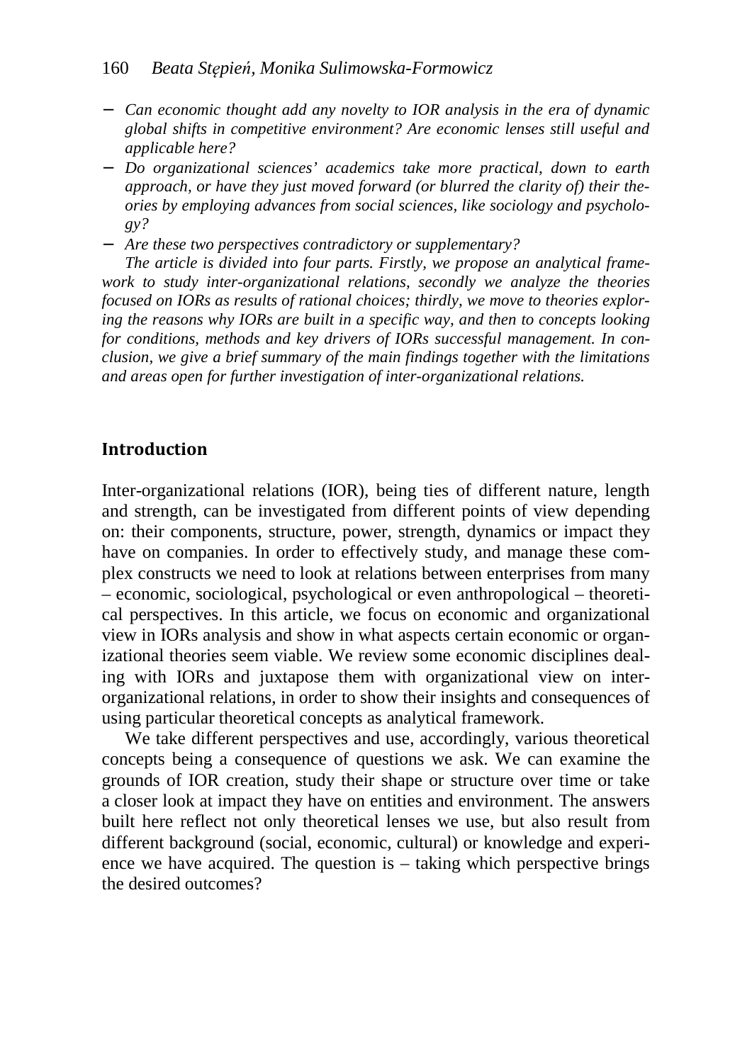- *Can economic thought add any novelty to IOR analysis in the era of dynamic global shifts in competitive environment? Are economic lenses still useful and applicable here?*
- *Do organizational sciences' academics take more practical, down to earth approach, or have they just moved forward (or blurred the clarity of) their theories by employing advances from social sciences, like sociology and psychology?*
- *Are these two perspectives contradictory or supplementary?*

*The article is divided into four parts. Firstly, we propose an analytical framework to study inter-organizational relations, secondly we analyze the theories focused on IORs as results of rational choices; thirdly, we move to theories exploring the reasons why IORs are built in a specific way, and then to concepts looking for conditions, methods and key drivers of IORs successful management. In conclusion, we give a brief summary of the main findings together with the limitations and areas open for further investigation of inter-organizational relations.*

## Introduction

Inter-organizational relations (IOR), being ties of different nature, length and strength, can be investigated from different points of view depending on: their components, structure, power, strength, dynamics or impact they have on companies. In order to effectively study, and manage these complex constructs we need to look at relations between enterprises from many – economic, sociological, psychological or even anthropological – theoretical perspectives. In this article, we focus on economic and organizational view in IORs analysis and show in what aspects certain economic or organizational theories seem viable. We review some economic disciplines dealing with IORs and juxtapose them with organizational view on inter-organizational relations, in order to show their insights and consequences of using particular theoretical concepts as analytical framework.

We take different perspectives and use, accordingly, various theoretical concepts being a consequence of questions we ask. We can examine the grounds of IOR creation, study their shape or structure over time or take a closer look at impact they have on entities and environment. The answers built here reflect not only theoretical lenses we use, but also result from different background (social, economic, cultural) or knowledge and experience we have acquired. The question is – taking which perspective brings the desired outcomes?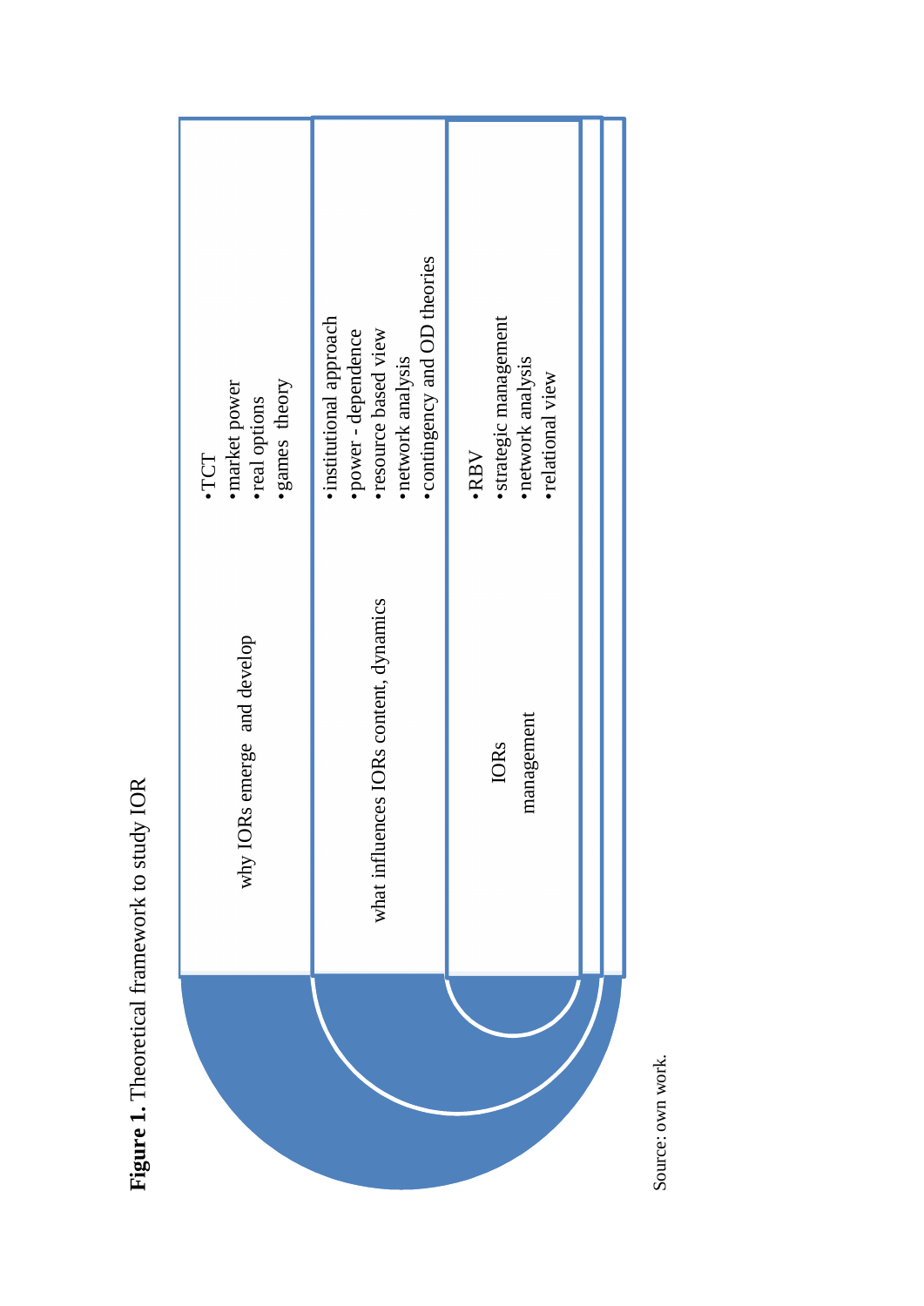**Figure 1.** Theoretical framework to study IOR

| | |
|---|---|
| why IORs emerge and develop | • TCT<br>• market power<br>• real options<br>• games theory |
| what influences IORs content, dynamics | • institutional approach<br>• power - dependence<br>• resource based view<br>• network analysis<br>• contingency and OD theories |
| IORs management | • RBV<br>• strategic management<br>• network analysis<br>• relational view |

Source: own work.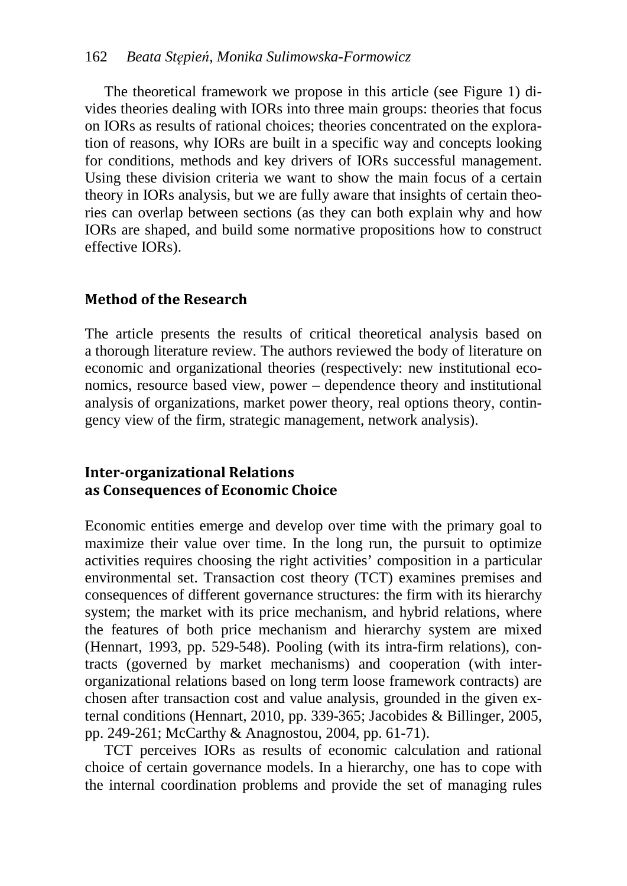The theoretical framework we propose in this article (see Figure 1) divides theories dealing with IORs into three main groups: theories that focus on IORs as results of rational choices; theories concentrated on the exploration of reasons, why IORs are built in a specific way and concepts looking for conditions, methods and key drivers of IORs successful management. Using these division criteria we want to show the main focus of a certain theory in IORs analysis, but we are fully aware that insights of certain theories can overlap between sections (as they can both explain why and how IORs are shaped, and build some normative propositions how to construct effective IORs).

## Method of the Research

The article presents the results of critical theoretical analysis based on a thorough literature review. The authors reviewed the body of literature on economic and organizational theories (respectively: new institutional economics, resource based view, power – dependence theory and institutional analysis of organizations, market power theory, real options theory, contingency view of the firm, strategic management, network analysis).

## Inter-organizational Relations as Consequences of Economic Choice

Economic entities emerge and develop over time with the primary goal to maximize their value over time. In the long run, the pursuit to optimize activities requires choosing the right activities' composition in a particular environmental set. Transaction cost theory (TCT) examines premises and consequences of different governance structures: the firm with its hierarchy system; the market with its price mechanism, and hybrid relations, where the features of both price mechanism and hierarchy system are mixed (Hennart, 1993, pp. 529-548). Pooling (with its intra-firm relations), contracts (governed by market mechanisms) and cooperation (with inter-organizational relations based on long term loose framework contracts) are chosen after transaction cost and value analysis, grounded in the given external conditions (Hennart, 2010, pp. 339-365; Jacobides & Billinger, 2005, pp. 249-261; McCarthy & Anagnostou, 2004, pp. 61-71).

TCT perceives IORs as results of economic calculation and rational choice of certain governance models. In a hierarchy, one has to cope with the internal coordination problems and provide the set of managing rules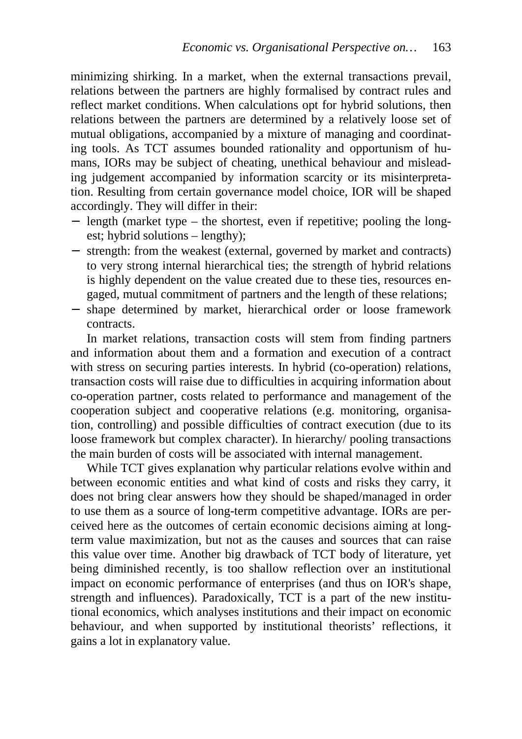minimizing shirking. In a market, when the external transactions prevail, relations between the partners are highly formalised by contract rules and reflect market conditions. When calculations opt for hybrid solutions, then relations between the partners are determined by a relatively loose set of mutual obligations, accompanied by a mixture of managing and coordinating tools. As TCT assumes bounded rationality and opportunism of humans, IORs may be subject of cheating, unethical behaviour and misleading judgement accompanied by information scarcity or its misinterpretation. Resulting from certain governance model choice, IOR will be shaped accordingly. They will differ in their:

- length (market type – the shortest, even if repetitive; pooling the longest; hybrid solutions – lengthy);
- strength: from the weakest (external, governed by market and contracts) to very strong internal hierarchical ties; the strength of hybrid relations is highly dependent on the value created due to these ties, resources engaged, mutual commitment of partners and the length of these relations;
- shape determined by market, hierarchical order or loose framework contracts.

In market relations, transaction costs will stem from finding partners and information about them and a formation and execution of a contract with stress on securing parties interests. In hybrid (co-operation) relations, transaction costs will raise due to difficulties in acquiring information about co-operation partner, costs related to performance and management of the cooperation subject and cooperative relations (e.g. monitoring, organisation, controlling) and possible difficulties of contract execution (due to its loose framework but complex character). In hierarchy/ pooling transactions the main burden of costs will be associated with internal management.

While TCT gives explanation why particular relations evolve within and between economic entities and what kind of costs and risks they carry, it does not bring clear answers how they should be shaped/managed in order to use them as a source of long-term competitive advantage. IORs are perceived here as the outcomes of certain economic decisions aiming at long-term value maximization, but not as the causes and sources that can raise this value over time. Another big drawback of TCT body of literature, yet being diminished recently, is too shallow reflection over an institutional impact on economic performance of enterprises (and thus on IOR's shape, strength and influences). Paradoxically, TCT is a part of the new institutional economics, which analyses institutions and their impact on economic behaviour, and when supported by institutional theorists' reflections, it gains a lot in explanatory value.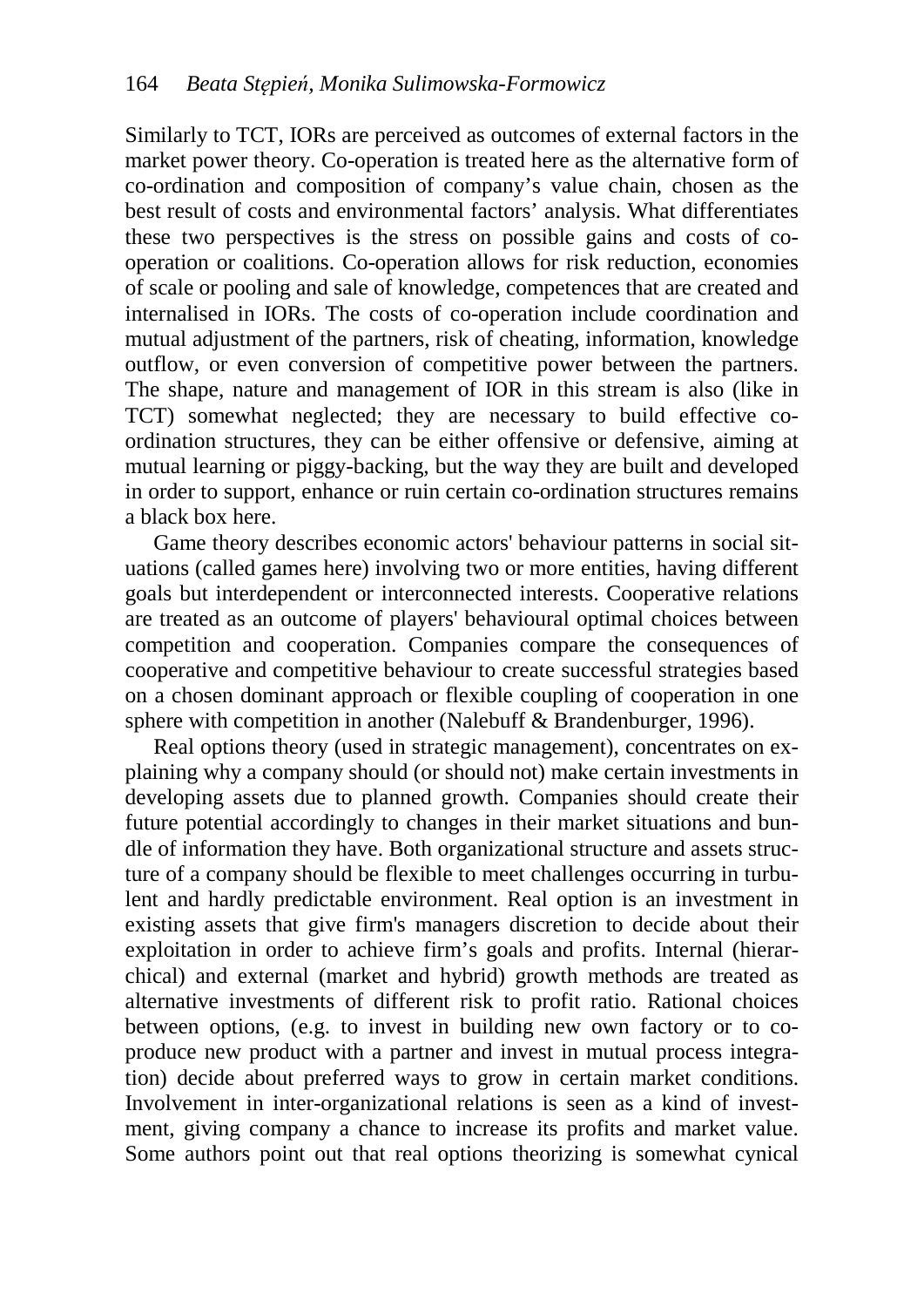Similarly to TCT, IORs are perceived as outcomes of external factors in the market power theory. Co-operation is treated here as the alternative form of co-ordination and composition of company's value chain, chosen as the best result of costs and environmental factors' analysis. What differentiates these two perspectives is the stress on possible gains and costs of co-operation or coalitions. Co-operation allows for risk reduction, economies of scale or pooling and sale of knowledge, competences that are created and internalised in IORs. The costs of co-operation include coordination and mutual adjustment of the partners, risk of cheating, information, knowledge outflow, or even conversion of competitive power between the partners. The shape, nature and management of IOR in this stream is also (like in TCT) somewhat neglected; they are necessary to build effective co-ordination structures, they can be either offensive or defensive, aiming at mutual learning or piggy-backing, but the way they are built and developed in order to support, enhance or ruin certain co-ordination structures remains a black box here.

Game theory describes economic actors' behaviour patterns in social situations (called games here) involving two or more entities, having different goals but interdependent or interconnected interests. Cooperative relations are treated as an outcome of players' behavioural optimal choices between competition and cooperation. Companies compare the consequences of cooperative and competitive behaviour to create successful strategies based on a chosen dominant approach or flexible coupling of cooperation in one sphere with competition in another (Nalebuff & Brandenburger, 1996).

Real options theory (used in strategic management), concentrates on explaining why a company should (or should not) make certain investments in developing assets due to planned growth. Companies should create their future potential accordingly to changes in their market situations and bundle of information they have. Both organizational structure and assets structure of a company should be flexible to meet challenges occurring in turbulent and hardly predictable environment. Real option is an investment in existing assets that give firm's managers discretion to decide about their exploitation in order to achieve firm's goals and profits. Internal (hierarchical) and external (market and hybrid) growth methods are treated as alternative investments of different risk to profit ratio. Rational choices between options, (e.g. to invest in building new own factory or to co-produce new product with a partner and invest in mutual process integration) decide about preferred ways to grow in certain market conditions. Involvement in inter-organizational relations is seen as a kind of investment, giving company a chance to increase its profits and market value. Some authors point out that real options theorizing is somewhat cynical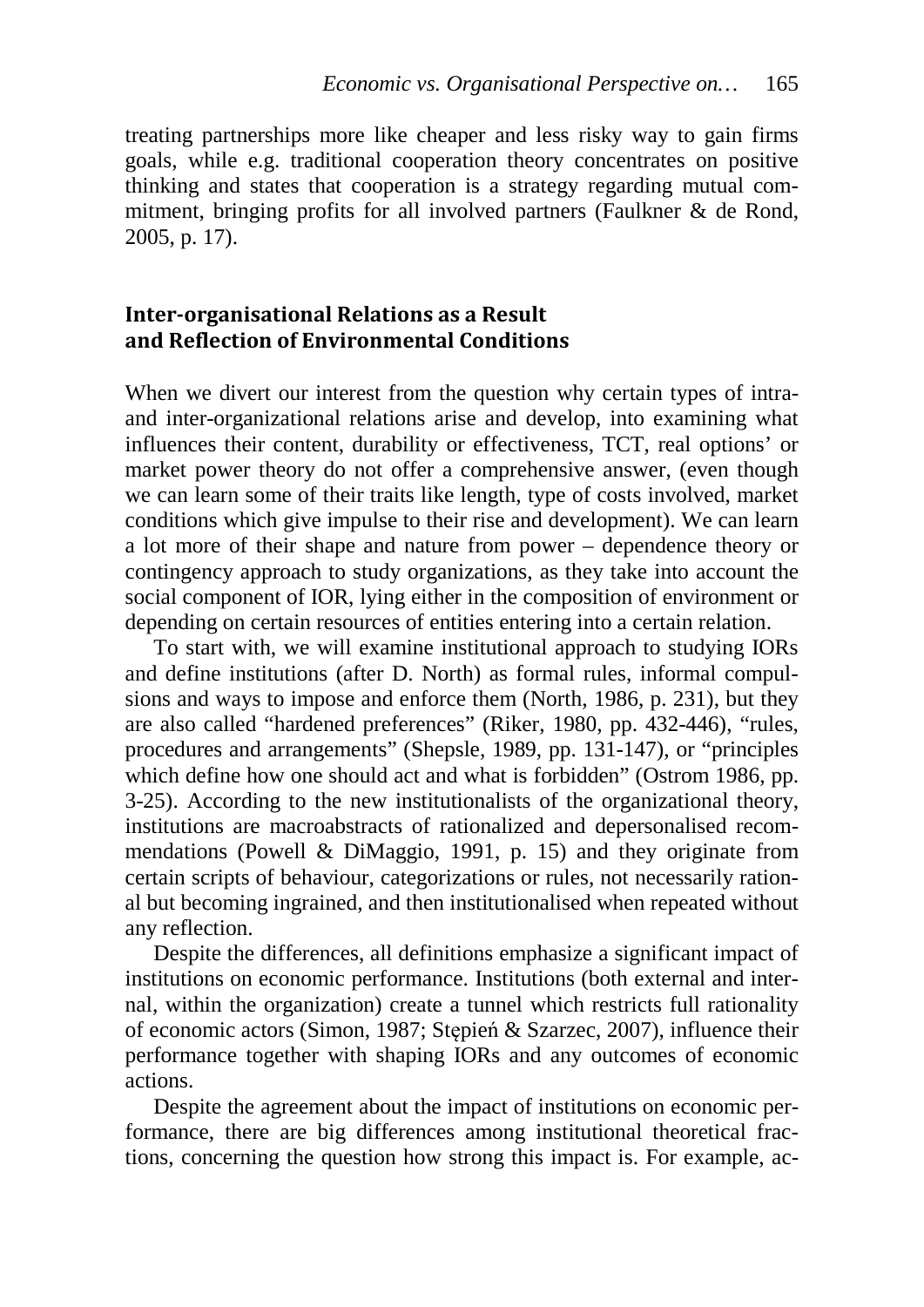treating partnerships more like cheaper and less risky way to gain firms goals, while e.g. traditional cooperation theory concentrates on positive thinking and states that cooperation is a strategy regarding mutual commitment, bringing profits for all involved partners (Faulkner & de Rond, 2005, p. 17).

## Inter-organisational Relations as a Result and Reflection of Environmental Conditions

When we divert our interest from the question why certain types of intra- and inter-organizational relations arise and develop, into examining what influences their content, durability or effectiveness, TCT, real options' or market power theory do not offer a comprehensive answer, (even though we can learn some of their traits like length, type of costs involved, market conditions which give impulse to their rise and development). We can learn a lot more of their shape and nature from power – dependence theory or contingency approach to study organizations, as they take into account the social component of IOR, lying either in the composition of environment or depending on certain resources of entities entering into a certain relation.

To start with, we will examine institutional approach to studying IORs and define institutions (after D. North) as formal rules, informal compulsions and ways to impose and enforce them (North, 1986, p. 231), but they are also called "hardened preferences" (Riker, 1980, pp. 432-446), "rules, procedures and arrangements" (Shepsle, 1989, pp. 131-147), or "principles which define how one should act and what is forbidden" (Ostrom 1986, pp. 3-25). According to the new institutionalists of the organizational theory, institutions are macroabstracts of rationalized and depersonalised recommendations (Powell & DiMaggio, 1991, p. 15) and they originate from certain scripts of behaviour, categorizations or rules, not necessarily rational but becoming ingrained, and then institutionalised when repeated without any reflection.

Despite the differences, all definitions emphasize a significant impact of institutions on economic performance. Institutions (both external and internal, within the organization) create a tunnel which restricts full rationality of economic actors (Simon, 1987; Stępień & Szarzec, 2007), influence their performance together with shaping IORs and any outcomes of economic actions.

Despite the agreement about the impact of institutions on economic performance, there are big differences among institutional theoretical fractions, concerning the question how strong this impact is. For example, ac-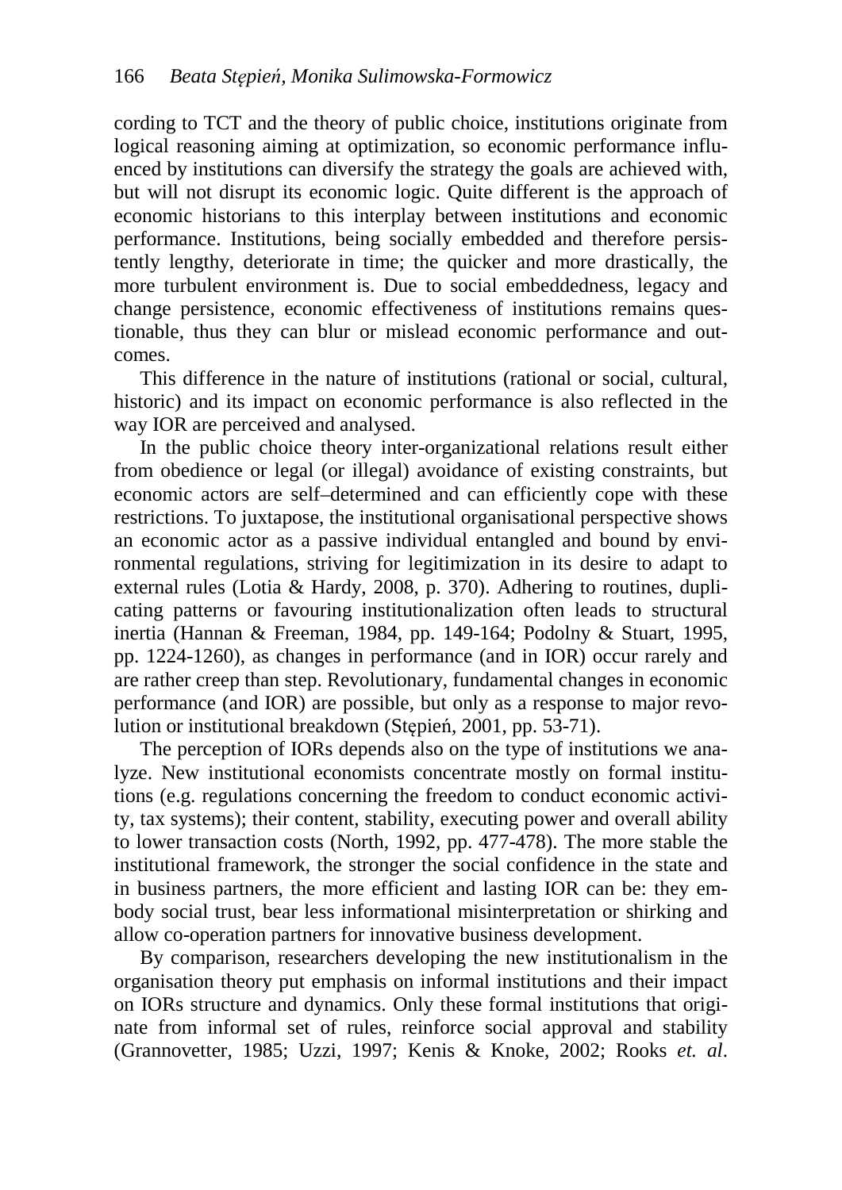cording to TCT and the theory of public choice, institutions originate from logical reasoning aiming at optimization, so economic performance influenced by institutions can diversify the strategy the goals are achieved with, but will not disrupt its economic logic. Quite different is the approach of economic historians to this interplay between institutions and economic performance. Institutions, being socially embedded and therefore persistently lengthy, deteriorate in time; the quicker and more drastically, the more turbulent environment is. Due to social embeddedness, legacy and change persistence, economic effectiveness of institutions remains questionable, thus they can blur or mislead economic performance and outcomes.

This difference in the nature of institutions (rational or social, cultural, historic) and its impact on economic performance is also reflected in the way IOR are perceived and analysed.

In the public choice theory inter-organizational relations result either from obedience or legal (or illegal) avoidance of existing constraints, but economic actors are self–determined and can efficiently cope with these restrictions. To juxtapose, the institutional organisational perspective shows an economic actor as a passive individual entangled and bound by environmental regulations, striving for legitimization in its desire to adapt to external rules (Lotia & Hardy, 2008, p. 370). Adhering to routines, duplicating patterns or favouring institutionalization often leads to structural inertia (Hannan & Freeman, 1984, pp. 149-164; Podolny & Stuart, 1995, pp. 1224-1260), as changes in performance (and in IOR) occur rarely and are rather creep than step. Revolutionary, fundamental changes in economic performance (and IOR) are possible, but only as a response to major revolution or institutional breakdown (Stępień, 2001, pp. 53-71).

The perception of IORs depends also on the type of institutions we analyze. New institutional economists concentrate mostly on formal institutions (e.g. regulations concerning the freedom to conduct economic activity, tax systems); their content, stability, executing power and overall ability to lower transaction costs (North, 1992, pp. 477-478). The more stable the institutional framework, the stronger the social confidence in the state and in business partners, the more efficient and lasting IOR can be: they embody social trust, bear less informational misinterpretation or shirking and allow co-operation partners for innovative business development.

By comparison, researchers developing the new institutionalism in the organisation theory put emphasis on informal institutions and their impact on IORs structure and dynamics. Only these formal institutions that originate from informal set of rules, reinforce social approval and stability (Grannovetter, 1985; Uzzi, 1997; Kenis & Knoke, 2002; Rooks *et. al*.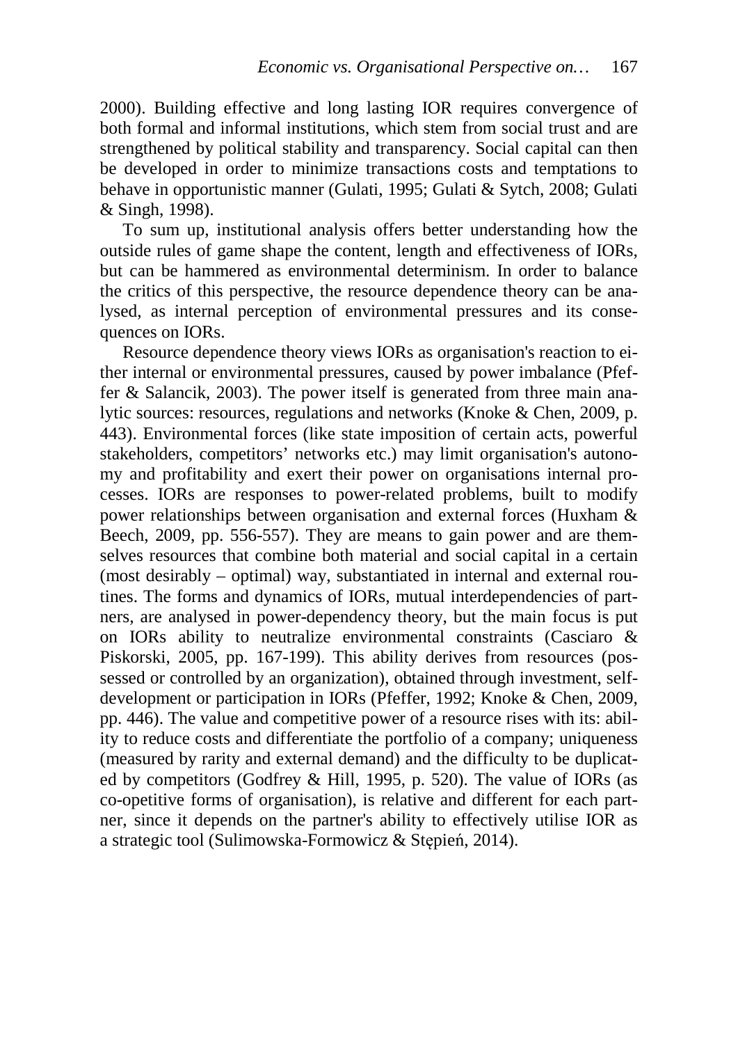2000). Building effective and long lasting IOR requires convergence of both formal and informal institutions, which stem from social trust and are strengthened by political stability and transparency. Social capital can then be developed in order to minimize transactions costs and temptations to behave in opportunistic manner (Gulati, 1995; Gulati & Sytch, 2008; Gulati & Singh, 1998).

To sum up, institutional analysis offers better understanding how the outside rules of game shape the content, length and effectiveness of IORs, but can be hammered as environmental determinism. In order to balance the critics of this perspective, the resource dependence theory can be analysed, as internal perception of environmental pressures and its consequences on IORs.

Resource dependence theory views IORs as organisation's reaction to either internal or environmental pressures, caused by power imbalance (Pfeffer & Salancik, 2003). The power itself is generated from three main analytic sources: resources, regulations and networks (Knoke & Chen, 2009, p. 443). Environmental forces (like state imposition of certain acts, powerful stakeholders, competitors' networks etc.) may limit organisation's autonomy and profitability and exert their power on organisations internal processes. IORs are responses to power-related problems, built to modify power relationships between organisation and external forces (Huxham & Beech, 2009, pp. 556-557). They are means to gain power and are themselves resources that combine both material and social capital in a certain (most desirably – optimal) way, substantiated in internal and external routines. The forms and dynamics of IORs, mutual interdependencies of partners, are analysed in power-dependency theory, but the main focus is put on IORs ability to neutralize environmental constraints (Casciaro & Piskorski, 2005, pp. 167-199). This ability derives from resources (possessed or controlled by an organization), obtained through investment, self-development or participation in IORs (Pfeffer, 1992; Knoke & Chen, 2009, pp. 446). The value and competitive power of a resource rises with its: ability to reduce costs and differentiate the portfolio of a company; uniqueness (measured by rarity and external demand) and the difficulty to be duplicated by competitors (Godfrey & Hill, 1995, p. 520). The value of IORs (as co-opetitive forms of organisation), is relative and different for each partner, since it depends on the partner's ability to effectively utilise IOR as a strategic tool (Sulimowska-Formowicz & Stępień, 2014).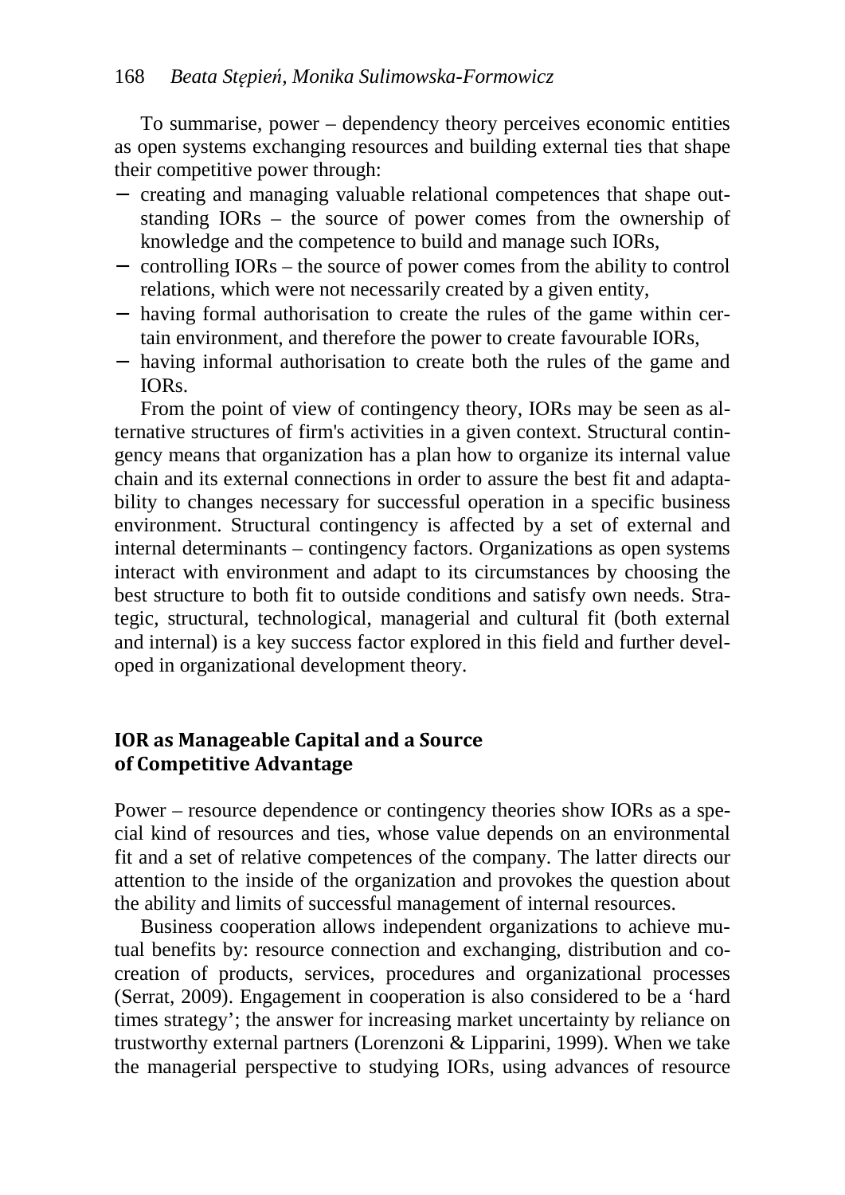To summarise, power – dependency theory perceives economic entities as open systems exchanging resources and building external ties that shape their competitive power through:

- creating and managing valuable relational competences that shape outstanding IORs – the source of power comes from the ownership of knowledge and the competence to build and manage such IORs,
- controlling IORs – the source of power comes from the ability to control relations, which were not necessarily created by a given entity,
- having formal authorisation to create the rules of the game within certain environment, and therefore the power to create favourable IORs,
- having informal authorisation to create both the rules of the game and IORs.

From the point of view of contingency theory, IORs may be seen as alternative structures of firm's activities in a given context. Structural contingency means that organization has a plan how to organize its internal value chain and its external connections in order to assure the best fit and adaptability to changes necessary for successful operation in a specific business environment. Structural contingency is affected by a set of external and internal determinants – contingency factors. Organizations as open systems interact with environment and adapt to its circumstances by choosing the best structure to both fit to outside conditions and satisfy own needs. Strategic, structural, technological, managerial and cultural fit (both external and internal) is a key success factor explored in this field and further developed in organizational development theory.

## IOR as Manageable Capital and a Source of Competitive Advantage

Power – resource dependence or contingency theories show IORs as a special kind of resources and ties, whose value depends on an environmental fit and a set of relative competences of the company. The latter directs our attention to the inside of the organization and provokes the question about the ability and limits of successful management of internal resources.

Business cooperation allows independent organizations to achieve mutual benefits by: resource connection and exchanging, distribution and co-creation of products, services, procedures and organizational processes (Serrat, 2009). Engagement in cooperation is also considered to be a 'hard times strategy'; the answer for increasing market uncertainty by reliance on trustworthy external partners (Lorenzoni & Lipparini, 1999). When we take the managerial perspective to studying IORs, using advances of resource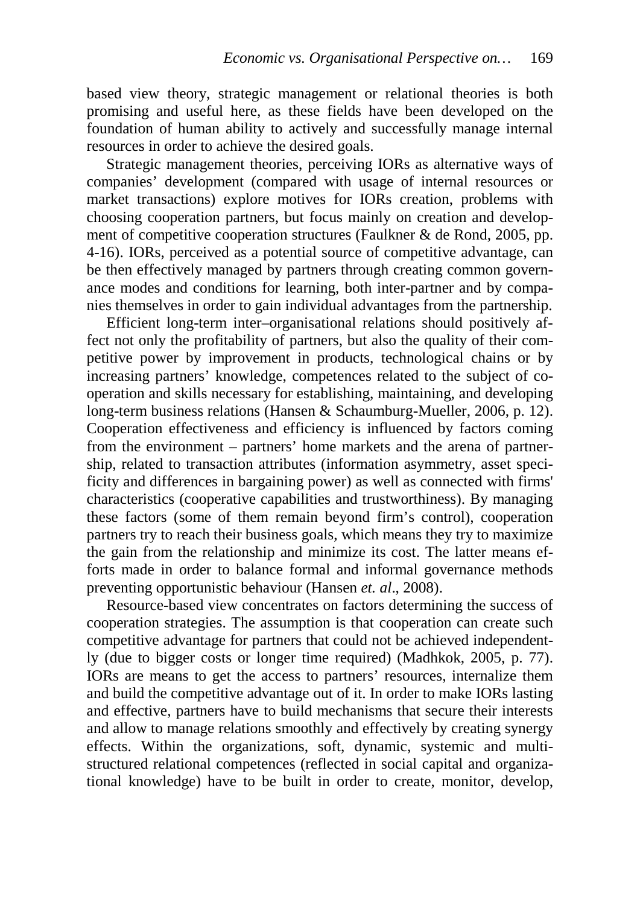based view theory, strategic management or relational theories is both promising and useful here, as these fields have been developed on the foundation of human ability to actively and successfully manage internal resources in order to achieve the desired goals.

Strategic management theories, perceiving IORs as alternative ways of companies' development (compared with usage of internal resources or market transactions) explore motives for IORs creation, problems with choosing cooperation partners, but focus mainly on creation and development of competitive cooperation structures (Faulkner & de Rond, 2005, pp. 4-16). IORs, perceived as a potential source of competitive advantage, can be then effectively managed by partners through creating common governance modes and conditions for learning, both inter-partner and by companies themselves in order to gain individual advantages from the partnership.

Efficient long-term inter–organisational relations should positively affect not only the profitability of partners, but also the quality of their competitive power by improvement in products, technological chains or by increasing partners' knowledge, competences related to the subject of cooperation and skills necessary for establishing, maintaining, and developing long-term business relations (Hansen & Schaumburg-Mueller, 2006, p. 12). Cooperation effectiveness and efficiency is influenced by factors coming from the environment – partners' home markets and the arena of partnership, related to transaction attributes (information asymmetry, asset specificity and differences in bargaining power) as well as connected with firms' characteristics (cooperative capabilities and trustworthiness). By managing these factors (some of them remain beyond firm's control), cooperation partners try to reach their business goals, which means they try to maximize the gain from the relationship and minimize its cost. The latter means efforts made in order to balance formal and informal governance methods preventing opportunistic behaviour (Hansen *et. al*., 2008).

Resource-based view concentrates on factors determining the success of cooperation strategies. The assumption is that cooperation can create such competitive advantage for partners that could not be achieved independently (due to bigger costs or longer time required) (Madhkok, 2005, p. 77). IORs are means to get the access to partners' resources, internalize them and build the competitive advantage out of it. In order to make IORs lasting and effective, partners have to build mechanisms that secure their interests and allow to manage relations smoothly and effectively by creating synergy effects. Within the organizations, soft, dynamic, systemic and multi-structured relational competences (reflected in social capital and organizational knowledge) have to be built in order to create, monitor, develop,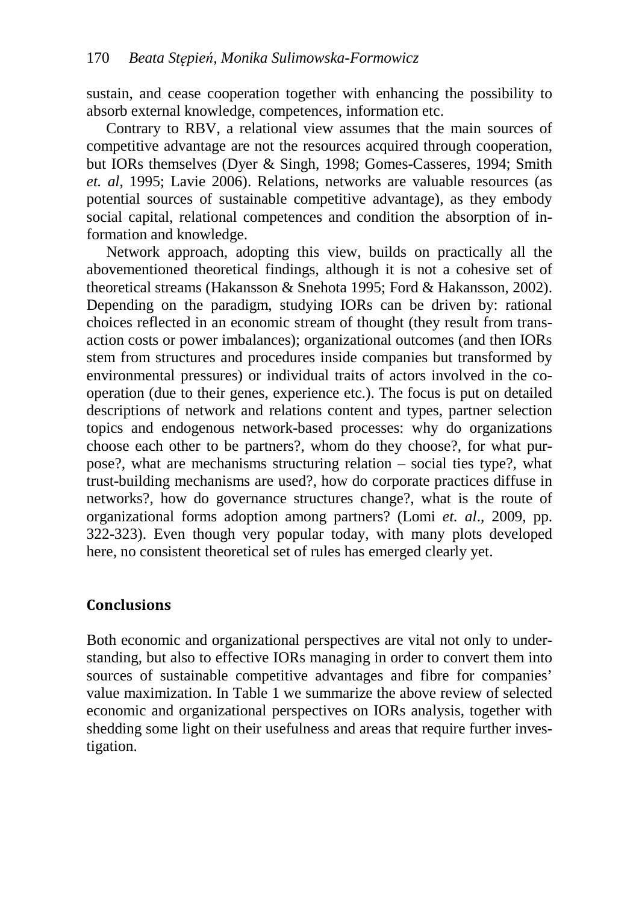sustain, and cease cooperation together with enhancing the possibility to absorb external knowledge, competences, information etc.

Contrary to RBV, a relational view assumes that the main sources of competitive advantage are not the resources acquired through cooperation, but IORs themselves (Dyer & Singh, 1998; Gomes-Casseres, 1994; Smith *et. al*, 1995; Lavie 2006). Relations, networks are valuable resources (as potential sources of sustainable competitive advantage), as they embody social capital, relational competences and condition the absorption of information and knowledge.

Network approach, adopting this view, builds on practically all the abovementioned theoretical findings, although it is not a cohesive set of theoretical streams (Hakansson & Snehota 1995; Ford & Hakansson, 2002). Depending on the paradigm, studying IORs can be driven by: rational choices reflected in an economic stream of thought (they result from transaction costs or power imbalances); organizational outcomes (and then IORs stem from structures and procedures inside companies but transformed by environmental pressures) or individual traits of actors involved in the cooperation (due to their genes, experience etc.). The focus is put on detailed descriptions of network and relations content and types, partner selection topics and endogenous network-based processes: why do organizations choose each other to be partners?, whom do they choose?, for what purpose?, what are mechanisms structuring relation – social ties type?, what trust-building mechanisms are used?, how do corporate practices diffuse in networks?, how do governance structures change?, what is the route of organizational forms adoption among partners? (Lomi *et. al*., 2009, pp. 322-323). Even though very popular today, with many plots developed here, no consistent theoretical set of rules has emerged clearly yet.

## Conclusions

Both economic and organizational perspectives are vital not only to understanding, but also to effective IORs managing in order to convert them into sources of sustainable competitive advantages and fibre for companies' value maximization. In Table 1 we summarize the above review of selected economic and organizational perspectives on IORs analysis, together with shedding some light on their usefulness and areas that require further investigation.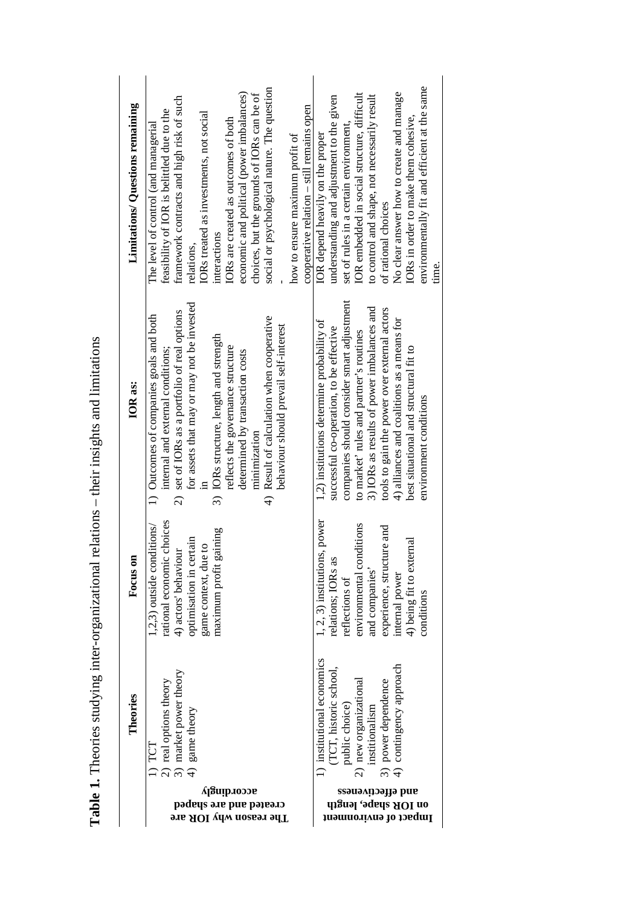**Table 1.** Theories studying inter-organizational relations – their insights and limitations

| | Theories | Focus on | IOR as: | Limitations/ Questions remaining |
|---|---|---|---|---|
| The reason why IOR are created and are shaped accordingly | 1) TCT<br>2) real options theory<br>3) market power theory<br>4) game theory | 1,2,3) outside conditions/ rational economic choices<br>4) actors' behaviour optimisation in certain game context, due to maximum profit gaining | 1) Outcomes of companies goals and both internal and external conditions;<br>2) set of IORs as a portfolio of real options for assets that may or may not be invested in<br>3) IORs structure, length and strength reflects the governance structure determined by transaction costs minimization<br>4) Result of calculation when cooperative behaviour should prevail self-interest | The level of control (and managerial feasibility of IOR is belittled due to the framework contracts and high risk of such relations,<br>IORs treated as investments, not social interactions<br>IORs are created as outcomes of both economic and political (power imbalances) choices, but the grounds of IORs can be of social or psychological nature. The question -<br>how to ensure maximum profit of cooperative relation – still remains open |
| Impact of environment on IOR shape, length and effectiveness | 1) institutional economics (TCT, historic school, public choice)<br>2) new organizational institutionalism<br>3) power dependence<br>4) contingency approach | 1, 2, 3) institutions, power relations; IORs as reflections of environmental conditions and companies' experience, structure and internal power<br>4) being fit to external conditions | 1,2) institutions determine probability of successful co-operation, to be effective companies should consider smart adjustment to market' rules and partner's routines<br>3) IORs as results of power imbalances and tools to gain the power over external actors<br>4) alliances and coalitions as a means for best situational and structural fit to environment conditions | IOR depend heavily on the proper understanding and adjustment to the given set of rules in a certain environment,<br>IOR embedded in social structure, difficult to control and shape, not necessarily result of rational choices<br>No clear answer how to create and manage IORs in order to make them cohesive, environmentally fit and efficient at the same time. |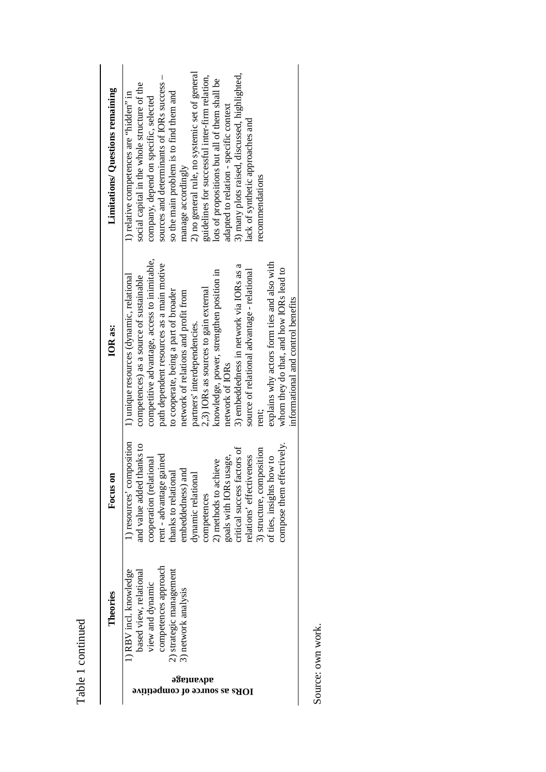Table 1 continued

| | Theories | Focus on | IOR as: | Limitations/ Questions remaining |
|---|---|---|---|---|
| **IORs as source of competitive advantage** | 1) RBV incl. knowledge based view, relational view and dynamic competences approach<br>2) strategic management<br>3) network analysis | 1) resources' composition and value added thanks to cooperation (relational rent - advantage gained thanks to relational embeddedness) and dynamic relational competences<br>2) methods to achieve goals with IORs usage, critical success factors of relations' effectiveness<br>3) structure, composition of ties, insights how to compose them effectively. | 1) unique resources (dynamic, relational competences) as a source of sustainable competitive advantage, access to inimitable, path dependent resources as a main motive to cooperate, being a part of broader network of relations and profit from partners' interdependencies.<br>2,3) IORs as sources to gain external knowledge, power, strengthen position in network of IORs<br>3) embeddedness in network via IORs as a source of relational advantage - relational rent;<br>explains why actors form ties and also with whom they do that, and how IORs lead to informational and control benefits | 1) relative competences are "hidden" in social capital in the whole structure of the company, depend on specific, selected sources and determinants of IORs success – so the main problem is to find them and manage accordingly<br>2) no general rule, no systemic set of general guidelines for successful inter-firm relation, lots of propositions but all of them shall be adapted to relation - specific context<br>3) many plots raised, discussed, highlighted, lack of synthetic approaches and recommendations |

Source: own work.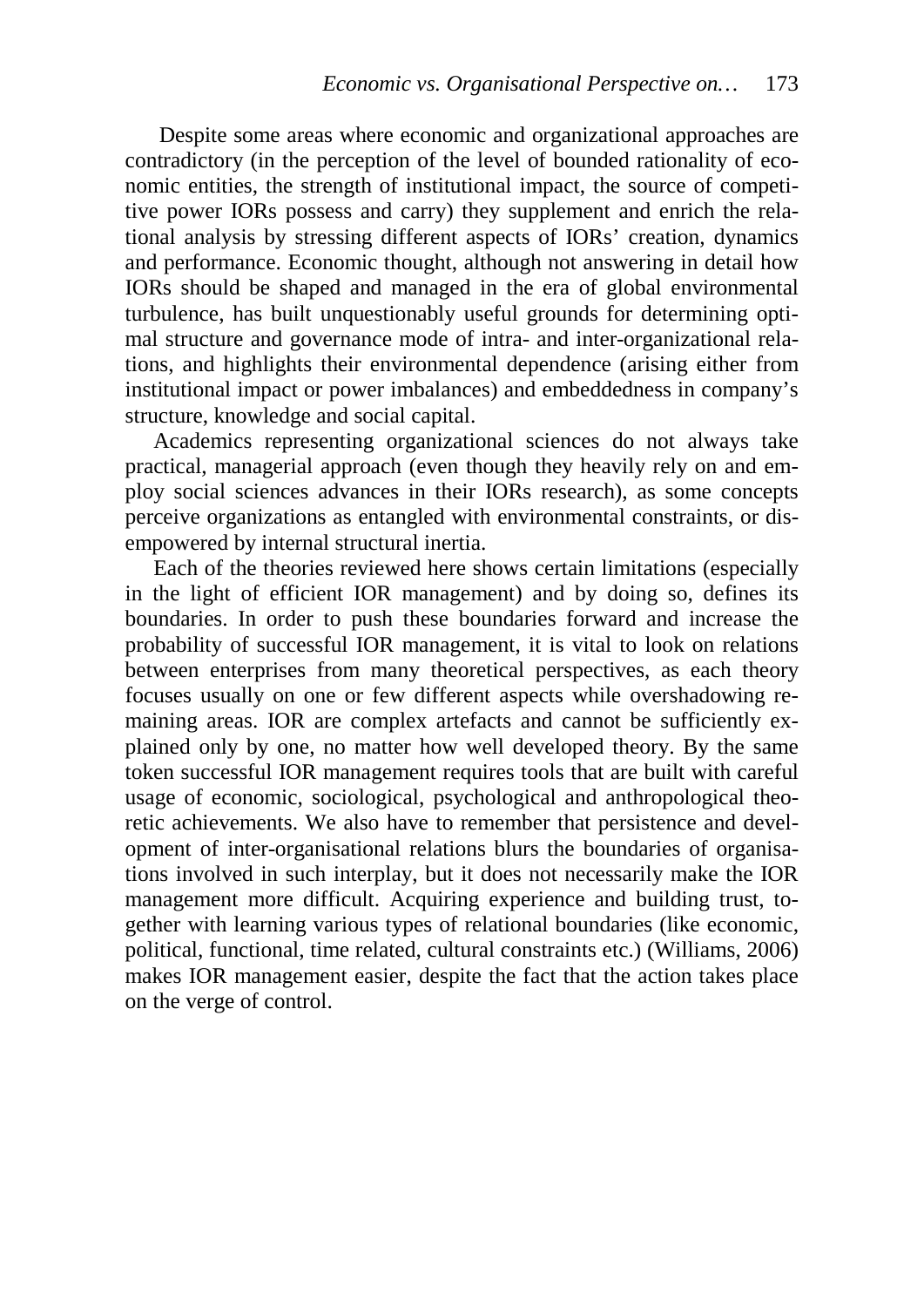Despite some areas where economic and organizational approaches are contradictory (in the perception of the level of bounded rationality of economic entities, the strength of institutional impact, the source of competitive power IORs possess and carry) they supplement and enrich the relational analysis by stressing different aspects of IORs' creation, dynamics and performance. Economic thought, although not answering in detail how IORs should be shaped and managed in the era of global environmental turbulence, has built unquestionably useful grounds for determining optimal structure and governance mode of intra- and inter-organizational relations, and highlights their environmental dependence (arising either from institutional impact or power imbalances) and embeddedness in company's structure, knowledge and social capital.

Academics representing organizational sciences do not always take practical, managerial approach (even though they heavily rely on and employ social sciences advances in their IORs research), as some concepts perceive organizations as entangled with environmental constraints, or disempowered by internal structural inertia.

Each of the theories reviewed here shows certain limitations (especially in the light of efficient IOR management) and by doing so, defines its boundaries. In order to push these boundaries forward and increase the probability of successful IOR management, it is vital to look on relations between enterprises from many theoretical perspectives, as each theory focuses usually on one or few different aspects while overshadowing remaining areas. IOR are complex artefacts and cannot be sufficiently explained only by one, no matter how well developed theory. By the same token successful IOR management requires tools that are built with careful usage of economic, sociological, psychological and anthropological theoretic achievements. We also have to remember that persistence and development of inter-organisational relations blurs the boundaries of organisations involved in such interplay, but it does not necessarily make the IOR management more difficult. Acquiring experience and building trust, together with learning various types of relational boundaries (like economic, political, functional, time related, cultural constraints etc.) (Williams, 2006) makes IOR management easier, despite the fact that the action takes place on the verge of control.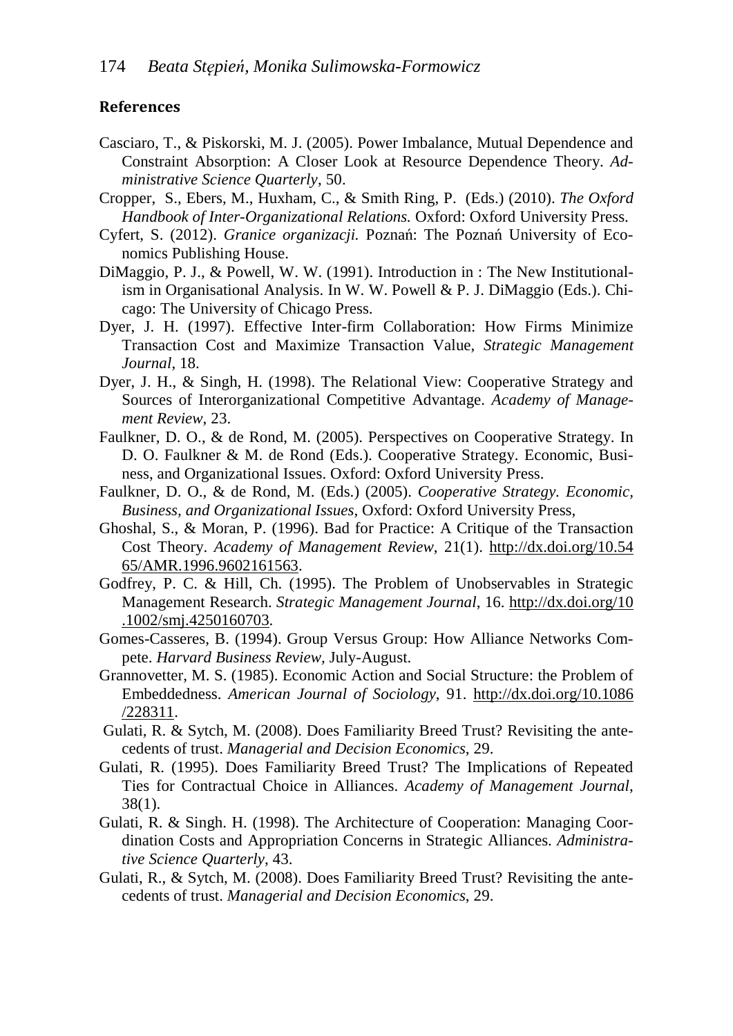## References

Casciaro, T., & Piskorski, M. J. (2005). Power Imbalance, Mutual Dependence and Constraint Absorption: A Closer Look at Resource Dependence Theory. *Administrative Science Quarterly*, 50.

Cropper, S., Ebers, M., Huxham, C., & Smith Ring, P. (Eds.) (2010). *The Oxford Handbook of Inter-Organizational Relations.* Oxford: Oxford University Press.

Cyfert, S. (2012). *Granice organizacji.* Poznań: The Poznań University of Economics Publishing House.

DiMaggio, P. J., & Powell, W. W. (1991). Introduction in : The New Institutionalism in Organisational Analysis. In W. W. Powell & P. J. DiMaggio (Eds.). Chicago: The University of Chicago Press.

Dyer, J. H. (1997). Effective Inter-firm Collaboration: How Firms Minimize Transaction Cost and Maximize Transaction Value, *Strategic Management Journal*, 18.

Dyer, J. H., & Singh, H. (1998). The Relational View: Cooperative Strategy and Sources of Interorganizational Competitive Advantage. *Academy of Management Review*, 23.

Faulkner, D. O., & de Rond, M. (2005). Perspectives on Cooperative Strategy. In D. O. Faulkner & M. de Rond (Eds.). Cooperative Strategy. Economic, Business, and Organizational Issues. Oxford: Oxford University Press.

Faulkner, D. O., & de Rond, M. (Eds.) (2005). *Cooperative Strategy. Economic, Business, and Organizational Issues*, Oxford: Oxford University Press,

Ghoshal, S., & Moran, P. (1996). Bad for Practice: A Critique of the Transaction Cost Theory. *Academy of Management Review*, 21(1). http://dx.doi.org/10.5465/AMR.1996.9602161563.

Godfrey, P. C. & Hill, Ch. (1995). The Problem of Unobservables in Strategic Management Research. *Strategic Management Journal*, 16. http://dx.doi.org/10.1002/smj.4250160703.

Gomes-Casseres, B. (1994). Group Versus Group: How Alliance Networks Compete. *Harvard Business Review*, July-August.

Grannovetter, M. S. (1985). Economic Action and Social Structure: the Problem of Embeddedness. *American Journal of Sociology*, 91. http://dx.doi.org/10.1086/228311.

Gulati, R. & Sytch, M. (2008). Does Familiarity Breed Trust? Revisiting the antecedents of trust. *Managerial and Decision Economics*, 29.

Gulati, R. (1995). Does Familiarity Breed Trust? The Implications of Repeated Ties for Contractual Choice in Alliances. *Academy of Management Journal*, 38(1).

Gulati, R. & Singh. H. (1998). The Architecture of Cooperation: Managing Coordination Costs and Appropriation Concerns in Strategic Alliances. *Administrative Science Quarterly*, 43.

Gulati, R., & Sytch, M. (2008). Does Familiarity Breed Trust? Revisiting the antecedents of trust. *Managerial and Decision Economics*, 29.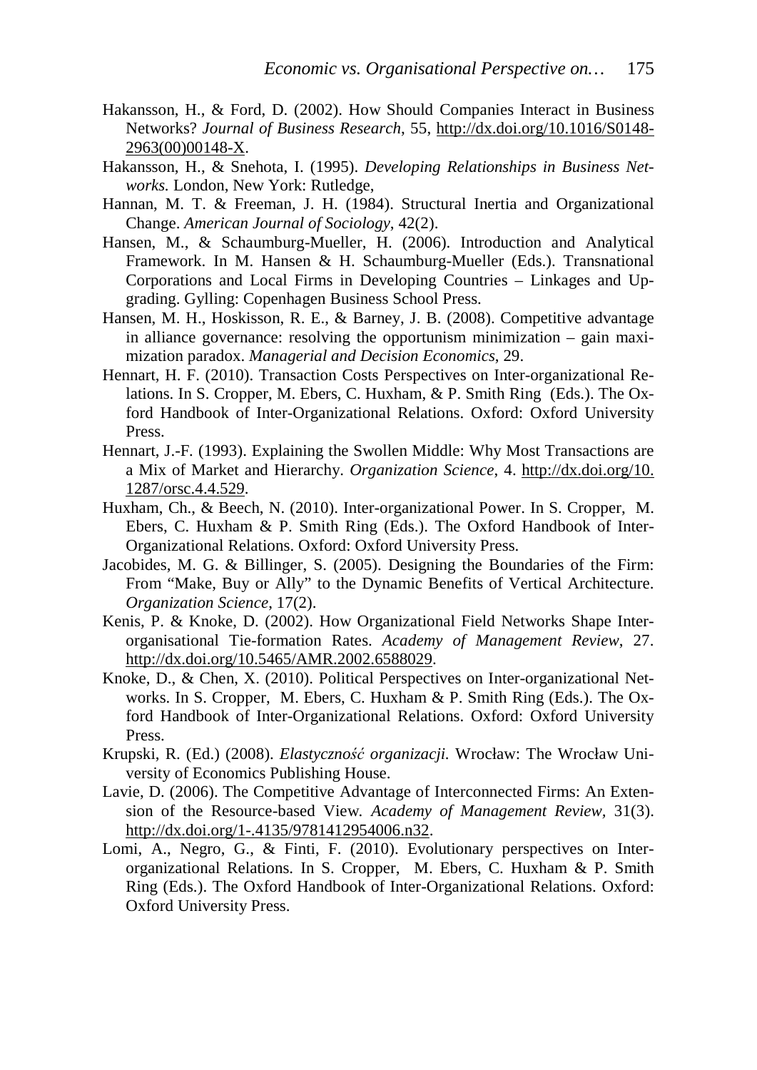Hakansson, H., & Ford, D. (2002). How Should Companies Interact in Business Networks? *Journal of Business Research*, 55, http://dx.doi.org/10.1016/S0148-2963(00)00148-X.

Hakansson, H., & Snehota, I. (1995). *Developing Relationships in Business Networks.* London, New York: Rutledge,

Hannan, M. T. & Freeman, J. H. (1984). Structural Inertia and Organizational Change. *American Journal of Sociology*, 42(2).

Hansen, M., & Schaumburg-Mueller, H. (2006). Introduction and Analytical Framework. In M. Hansen & H. Schaumburg-Mueller (Eds.). Transnational Corporations and Local Firms in Developing Countries – Linkages and Upgrading. Gylling: Copenhagen Business School Press.

Hansen, M. H., Hoskisson, R. E., & Barney, J. B. (2008). Competitive advantage in alliance governance: resolving the opportunism minimization – gain maximization paradox. *Managerial and Decision Economics*, 29.

Hennart, H. F. (2010). Transaction Costs Perspectives on Inter-organizational Relations. In S. Cropper, M. Ebers, C. Huxham, & P. Smith Ring (Eds.). The Oxford Handbook of Inter-Organizational Relations. Oxford: Oxford University Press.

Hennart, J.-F. (1993). Explaining the Swollen Middle: Why Most Transactions are a Mix of Market and Hierarchy. *Organization Science*, 4. http://dx.doi.org/10.1287/orsc.4.4.529.

Huxham, Ch., & Beech, N. (2010). Inter-organizational Power. In S. Cropper, M. Ebers, C. Huxham & P. Smith Ring (Eds.). The Oxford Handbook of Inter-Organizational Relations. Oxford: Oxford University Press.

Jacobides, M. G. & Billinger, S. (2005). Designing the Boundaries of the Firm: From "Make, Buy or Ally" to the Dynamic Benefits of Vertical Architecture. *Organization Science*, 17(2).

Kenis, P. & Knoke, D. (2002). How Organizational Field Networks Shape Inter-organisational Tie-formation Rates. *Academy of Management Review*, 27. http://dx.doi.org/10.5465/AMR.2002.6588029.

Knoke, D., & Chen, X. (2010). Political Perspectives on Inter-organizational Networks. In S. Cropper, M. Ebers, C. Huxham & P. Smith Ring (Eds.). The Oxford Handbook of Inter-Organizational Relations. Oxford: Oxford University Press.

Krupski, R. (Ed.) (2008). *Elastyczność organizacji*. Wrocław: The Wrocław University of Economics Publishing House.

Lavie, D. (2006). The Competitive Advantage of Interconnected Firms: An Extension of the Resource-based View. *Academy of Management Review*, 31(3). http://dx.doi.org/1-.4135/9781412954006.n32.

Lomi, A., Negro, G., & Finti, F. (2010). Evolutionary perspectives on Inter-organizational Relations. In S. Cropper, M. Ebers, C. Huxham & P. Smith Ring (Eds.). The Oxford Handbook of Inter-Organizational Relations. Oxford: Oxford University Press.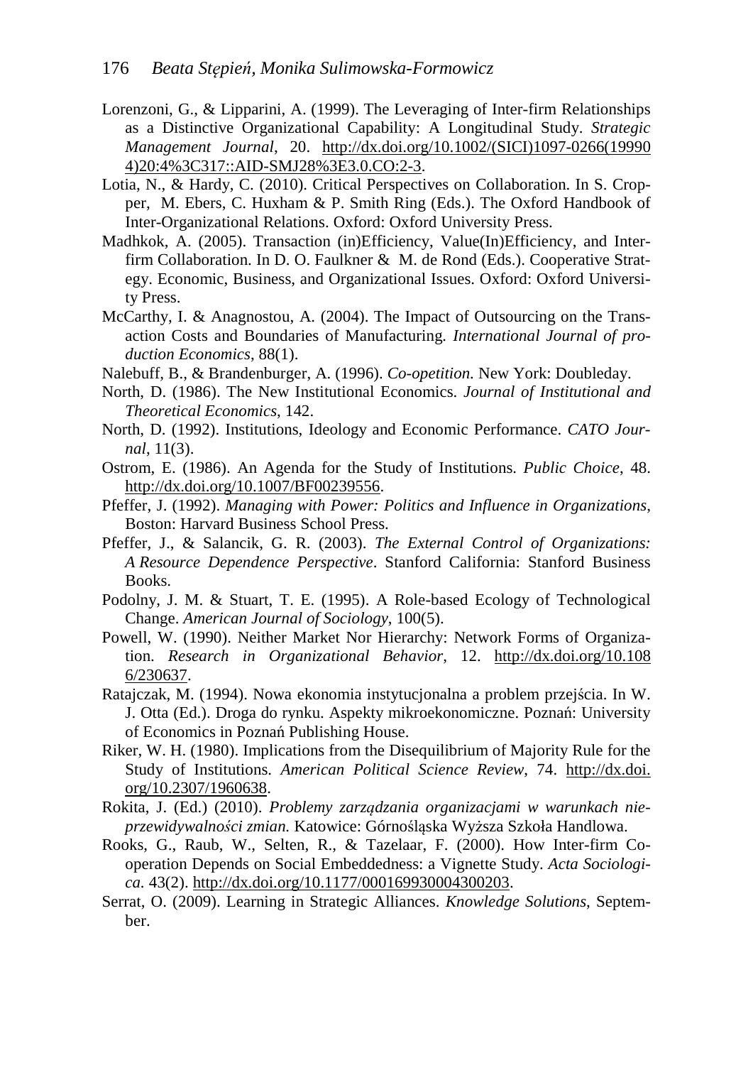Lorenzoni, G., & Lipparini, A. (1999). The Leveraging of Inter-firm Relationships as a Distinctive Organizational Capability: A Longitudinal Study. *Strategic Management Journal*, 20. http://dx.doi.org/10.1002/(SICI)1097-0266(199904)20:4%3C317::AID-SMJ28%3E3.0.CO:2-3.

Lotia, N., & Hardy, C. (2010). Critical Perspectives on Collaboration. In S. Cropper, M. Ebers, C. Huxham & P. Smith Ring (Eds.). The Oxford Handbook of Inter-Organizational Relations. Oxford: Oxford University Press.

Madhkok, A. (2005). Transaction (in)Efficiency, Value(In)Efficiency, and Interfirm Collaboration. In D. O. Faulkner & M. de Rond (Eds.). Cooperative Strategy. Economic, Business, and Organizational Issues. Oxford: Oxford University Press.

McCarthy, I. & Anagnostou, A. (2004). The Impact of Outsourcing on the Transaction Costs and Boundaries of Manufacturing. *International Journal of production Economics*, 88(1).

Nalebuff, B., & Brandenburger, A. (1996). *Co-opetition*. New York: Doubleday.

North, D. (1986). The New Institutional Economics. *Journal of Institutional and Theoretical Economics*, 142.

North, D. (1992). Institutions, Ideology and Economic Performance. *CATO Journal*, 11(3).

Ostrom, E. (1986). An Agenda for the Study of Institutions. *Public Choice*, 48. http://dx.doi.org/10.1007/BF00239556.

Pfeffer, J. (1992). *Managing with Power: Politics and Influence in Organizations*, Boston: Harvard Business School Press.

Pfeffer, J., & Salancik, G. R. (2003). *The External Control of Organizations: A Resource Dependence Perspective*. Stanford California: Stanford Business Books.

Podolny, J. M. & Stuart, T. E. (1995). A Role-based Ecology of Technological Change. *American Journal of Sociology*, 100(5).

Powell, W. (1990). Neither Market Nor Hierarchy: Network Forms of Organization. *Research in Organizational Behavior*, 12. http://dx.doi.org/10.1086/230637.

Ratajczak, M. (1994). Nowa ekonomia instytucjonalna a problem przejścia. In W. J. Otta (Ed.). Droga do rynku. Aspekty mikroekonomiczne. Poznań: University of Economics in Poznań Publishing House.

Riker, W. H. (1980). Implications from the Disequilibrium of Majority Rule for the Study of Institutions. *American Political Science Review*, 74. http://dx.doi.org/10.2307/1960638.

Rokita, J. (Ed.) (2010). *Problemy zarządzania organizacjami w warunkach nieprzewidywalności zmian.* Katowice: Górnośląska Wyższa Szkoła Handlowa.

Rooks, G., Raub, W., Selten, R., & Tazelaar, F. (2000). How Inter-firm Cooperation Depends on Social Embeddedness: a Vignette Study. *Acta Sociologica*. 43(2). http://dx.doi.org/10.1177/000169930004300203.

Serrat, O. (2009). Learning in Strategic Alliances. *Knowledge Solutions*, September.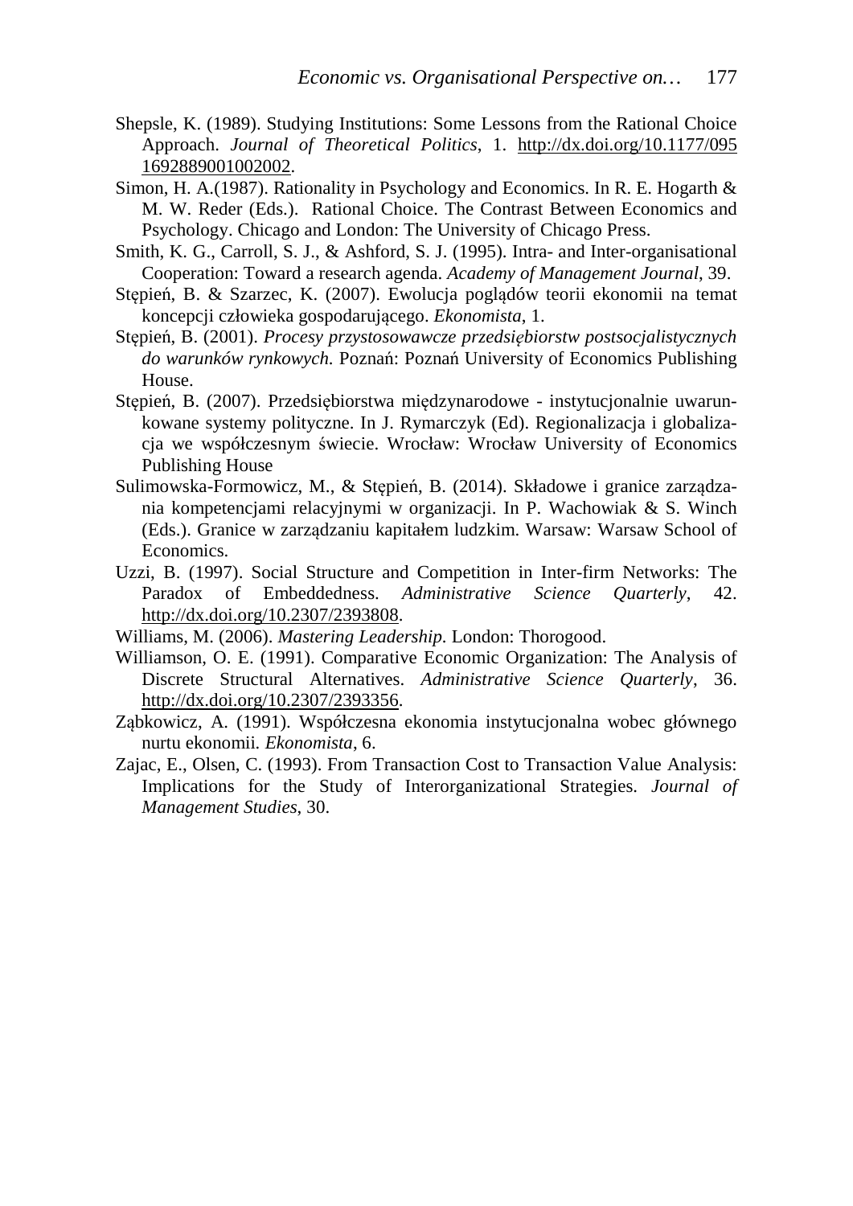Shepsle, K. (1989). Studying Institutions: Some Lessons from the Rational Choice Approach. *Journal of Theoretical Politics*, 1. http://dx.doi.org/10.1177/0951692889001002002.

Simon, H. A.(1987). Rationality in Psychology and Economics. In R. E. Hogarth & M. W. Reder (Eds.). Rational Choice. The Contrast Between Economics and Psychology. Chicago and London: The University of Chicago Press.

Smith, K. G., Carroll, S. J., & Ashford, S. J. (1995). Intra- and Inter-organisational Cooperation: Toward a research agenda. *Academy of Management Journal*, 39.

Stępień, B. & Szarzec, K. (2007). Ewolucja poglądów teorii ekonomii na temat koncepcji człowieka gospodarującego. *Ekonomista*, 1.

Stępień, B. (2001). *Procesy przystosowawcze przedsiębiorstw postsocjalistycznych do warunków rynkowych.* Poznań: Poznań University of Economics Publishing House.

Stępień, B. (2007). Przedsiębiorstwa międzynarodowe - instytucjonalnie uwarunkowane systemy polityczne. In J. Rymarczyk (Ed). Regionalizacja i globalizacja we współczesnym świecie. Wrocław: Wrocław University of Economics Publishing House

Sulimowska-Formowicz, M., & Stępień, B. (2014). Składowe i granice zarządzania kompetencjami relacyjnymi w organizacji. In P. Wachowiak & S. Winch (Eds.). Granice w zarządzaniu kapitałem ludzkim. Warsaw: Warsaw School of Economics.

Uzzi, B. (1997). Social Structure and Competition in Inter-firm Networks: The Paradox of Embeddedness. *Administrative Science Quarterly*, 42. http://dx.doi.org/10.2307/2393808.

Williams, M. (2006). *Mastering Leadership.* London: Thorogood.

Williamson, O. E. (1991). Comparative Economic Organization: The Analysis of Discrete Structural Alternatives. *Administrative Science Quarterly*, 36. http://dx.doi.org/10.2307/2393356.

Ząbkowicz, A. (1991). Współczesna ekonomia instytucjonalna wobec głównego nurtu ekonomii. *Ekonomista*, 6.

Zajac, E., Olsen, C. (1993). From Transaction Cost to Transaction Value Analysis: Implications for the Study of Interorganizational Strategies. *Journal of Management Studies*, 30.